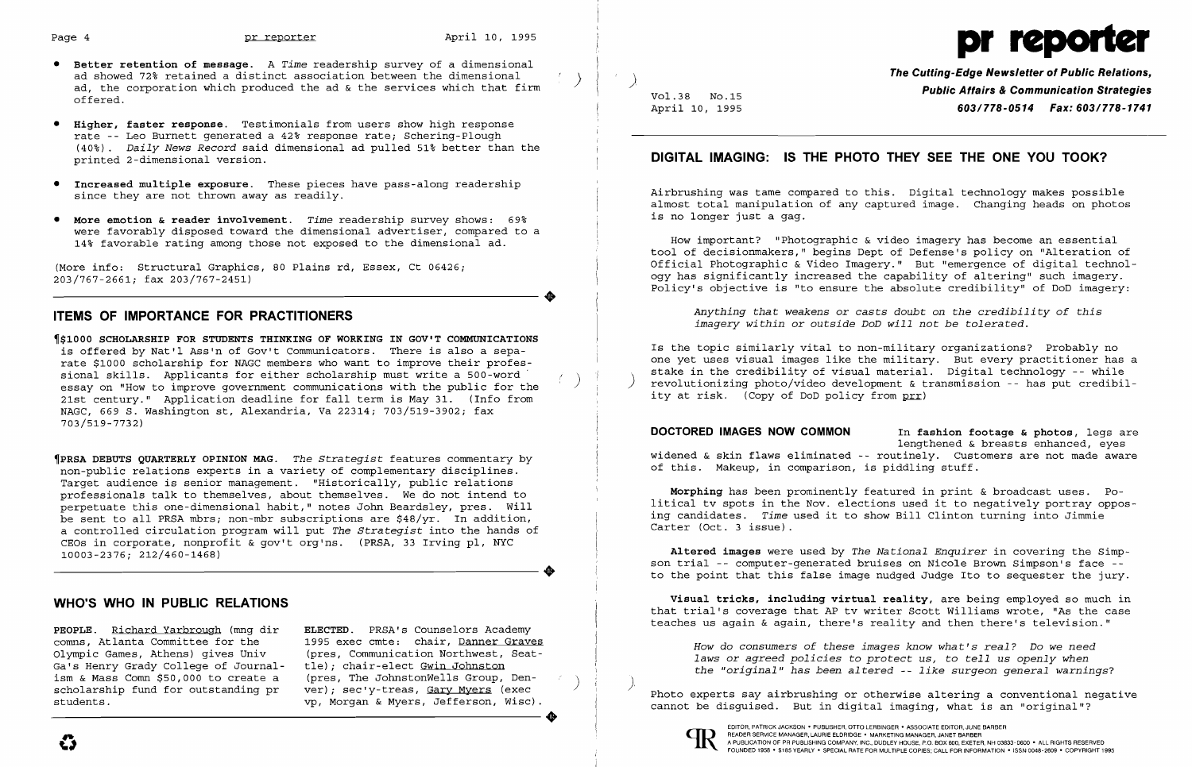- **Better retention of message.** A *Time* readership survey of a dimensional ad showed 72% retained a distinct association between the dimensional ad, the corporation which produced the ad & the services which that firm offered.

- **Higher, faster response.** Testimonials from users show high response rate -- Leo Burnett generated a 42% response rate; Schering-Plough (40%). *Daily News Record* said dimensional ad pulled 51% better than the printed 2-dimensional version.

- **Increased multiple exposure.** These pieces have pass-along readership since they are not thrown away as readily.

- **More emotion & reader involvement.** *Time* readership survey shows: 69% were favorably disposed toward the dimensional advertiser, compared to a 14% favorable rating among those not exposed to the dimensional ad.

(More info: Structural Graphics, 80 Plains rd, Essex, Ct 06426; 203/767-2661; fax 203/767-2451)

## ITEMS OF IMPORTANCE FOR PRACTITIONERS

¶**$1000 SCHOLARSHIP FOR STUDENTS THINKING OF WORKING IN GOV'T COMMUNICATIONS** is offered by Nat'l Ass'n of Gov't Communicators. There is also a separate $1000 scholarship for NAGC members who want to improve their professional skills. Applicants for either scholarship must write a 500-word essay on "How to improve government communications with the public for the 21st century." Application deadline for fall term is May 31. (Info from NAGC, 669 S. Washington st, Alexandria, Va 22314; 703/519-3902; fax 703/519-7732)

¶**PRSA DEBUTS QUARTERLY OPINION MAG.** *The Strategist* features commentary by non-public relations experts in a variety of complementary disciplines. Target audience is senior management. "Historically, public relations professionals talk to themselves, about themselves. We do not intend to perpetuate this one-dimensional habit," notes John Beardsley, pres. Will be sent to all PRSA mbrs; non-mbr subscriptions are $48/yr. In addition, a controlled circulation program will put *The Strategist* into the hands of CEOs in corporate, nonprofit & gov't org'ns. (PRSA, 33 Irving pl, NYC 10003-2376; 212/460-1468)

## WHO'S WHO IN PUBLIC RELATIONS

**PEOPLE.** Richard Yarbrough (mng dir comns, Atlanta Committee for the Olympic Games, Athens) gives Univ Ga's Henry Grady College of Journalism & Mass Comn $50,000 to create a scholarship fund for outstanding pr students.

**ELECTED.** PRSA's Counselors Academy 1995 exec cmte: chair, Danner Graves (pres, Communication Northwest, Seattle); chair-elect Gwin Johnston (pres, The JohnstonWells Group, Denver); sec'y-treas, Gary Myers (exec vp, Morgan & Myers, Jefferson, Wisc).

# pr reporter

**The Cutting-Edge Newsletter of Public Relations, Public Affairs & Communication Strategies**
**603/778-0514 Fax: 603/778-1741**

Vol.38 No.15
April 10, 1995

## DIGITAL IMAGING: IS THE PHOTO THEY SEE THE ONE YOU TOOK?

Airbrushing was tame compared to this. Digital technology makes possible almost total manipulation of any captured image. Changing heads on photos is no longer just a gag.

How important? "Photographic & video imagery has become an essential tool of decisionmakers," begins Dept of Defense's policy on "Alteration of Official Photographic & Video Imagery." But "emergence of digital technology has significantly increased the capability of altering" such imagery. Policy's objective is "to ensure the absolute credibility" of DoD imagery:

> *Anything that weakens or casts doubt on the credibility of this imagery within or outside DoD will not be tolerated.*

Is the topic similarly vital to non-military organizations? Probably no one yet uses visual images like the military. But every practitioner has a stake in the credibility of visual material. Digital technology -- while revolutionizing photo/video development & transmission -- has put credibility at risk. (Copy of DoD policy from prr)

**DOCTORED IMAGES NOW COMMON** In **fashion footage & photos**, legs are lengthened & breasts enhanced, eyes widened & skin flaws eliminated -- routinely. Customers are not made aware of this. Makeup, in comparison, is piddling stuff.

**Morphing** has been prominently featured in print & broadcast uses. Political tv spots in the Nov. elections used it to negatively portray opposing candidates. *Time* used it to show Bill Clinton turning into Jimmie Carter (Oct. 3 issue).

**Altered images** were used by *The National Enquirer* in covering the Simpson trial -- computer-generated bruises on Nicole Brown Simpson's face -- to the point that this false image nudged Judge Ito to sequester the jury.

**Visual tricks, including virtual reality,** are being employed so much in that trial's coverage that AP tv writer Scott Williams wrote, "As the case teaches us again & again, there's reality and then there's television."

> *How do consumers of these images know what's real? Do we need laws or agreed policies to protect us, to tell us openly when the "original" has been altered -- like surgeon general warnings?*

Photo experts say airbrushing or otherwise altering a conventional negative cannot be disguised. But in digital imaging, what is an "original"?

EDITOR, PATRICK JACKSON • PUBLISHER, OTTO LERBINGER • ASSOCIATE EDITOR, JUNE BARBER
READER SERVICE MANAGER, LAURIE ELDRIDGE • MARKETING MANAGER, JANET BARBER
A PUBLICATION OF PR PUBLISHING COMPANY, INC., DUDLEY HOUSE, P.O. BOX 600, EXETER, NH 03833-0600 • ALL RIGHTS RESERVED
FOUNDED 1958 • $185 YEARLY • SPECIAL RATE FOR MULTIPLE COPIES: CALL FOR INFORMATION • ISSN 0048-2609 • COPYRIGHT 1995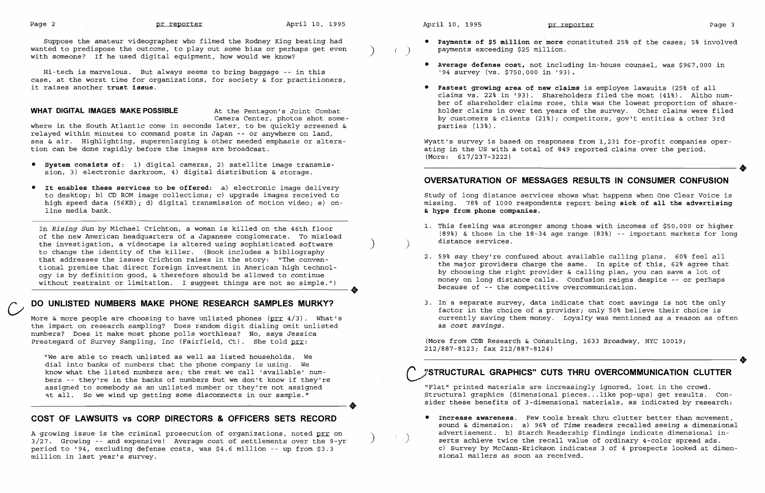Suppose the amateur videographer who filmed the Rodney King beating had wanted to predispose the outcome, to play out some bias or perhaps get even with someone? If he used digital equipment, how would we know?

Hi-tech is marvelous. But always seems to bring baggage -- in this case, at the worst time for organizations, for society & for practitioners, it raises another **trust issue**.

**WHAT DIGITAL IMAGES MAKE POSSIBLE** At the Pentagon's Joint Combat Camera Center, photos shot somewhere in the South Atlantic come in seconds later, to be quickly screened & relayed within minutes to command posts in Japan -- or anywhere on land, sea & air. Highlighting, superenlarging & other needed emphasis or alteration can be done rapidly before the images are broadcast.

- **System consists of:** 1) digital cameras, 2) satellite image transmission, 3) electronic darkroom, 4) digital distribution & storage.
- **It enables these services to be offered:** a) electronic image delivery to desktop; b) CD ROM image collections; c) upgrade images received to high speed data (56KB); d) digital transmission of motion video; e) online media bank.

In *Rising Sun* by Michael Crichton, a woman is killed on the 46th floor of the new American headquarters of a Japanese conglomerate. To mislead the investigation, a videotape is altered using sophisticated software to change the identity of the killer. (Book includes a bibliography that addresses the issues Crichton raises in the story: "The conventional premise that direct foreign investment in American high technology is by definition good, & therefore should be allowed to continue without restraint or limitation. I suggest things are not so simple.")

## DO UNLISTED NUMBERS MAKE PHONE RESEARCH SAMPLES MURKY?

More & more people are choosing to have unlisted phones (prr 4/3). What's the impact on research sampling? Does random digit dialing omit unlisted numbers? Does it make most phone polls worthless? No, says Jessica Prestegard of Survey Sampling, Inc (Fairfield, Ct). She told prr:

"We are able to reach unlisted as well as listed households. We dial into banks of numbers that the phone company is using. We know what the listed numbers are; the rest we call 'available' numbers -- they're in the banks of numbers but we don't know if they're assigned to somebody as an unlisted number or they're not assigned at all. So we wind up getting some disconnects in our sample."

## COST OF LAWSUITS vs CORP DIRECTORS & OFFICERS SETS RECORD

A growing issue is the criminal prosecution of organizations, noted prr on 3/27. Growing -- and expensive! Average cost of settlements over the 9-yr period to '94, excluding defense costs, was $4.6 million -- up from $3.3 million in last year's survey.

- **Payments of $5 million or more** constituted 25% of the cases; 5% involved payments exceeding $25 million.
- **Average defense cost,** not including in-house counsel, was $967,000 in '94 survey (vs. $750,000 in '93).
- **Fastest growing area of new claims** is employee lawsuits (25% of all claims vs. 22% in '93). Shareholders filed the most (41%). Altho number of shareholder claims rose, this was the lowest proportion of shareholder claims in over ten years of the survey. Other claims were filed by customers & clients (21%); competitors, gov't entities & other 3rd parties (13%).

Wyatt's survey is based on responses from 1,231 for-profit companies operating in the US with a total of 849 reported claims over the period. (More: 617/237-3222)

## OVERSATURATION OF MESSAGES RESULTS IN CONSUMER CONFUSION

Study of long distance services shows what happens when One Clear Voice is missing. 78% of 1000 respondents report being **sick of all the advertising & hype from phone companies.**

1. This feeling was stronger among those with incomes of $50,000 or higher (89%) & those in the 18-34 age range (83%) -- important markets for long distance services.
2. 59% say they're confused about available calling plans. 60% feel all the major providers charge the same. In spite of this, 62% agree that by choosing the right provider & calling plan, you can save a lot of money on long distance calls. Confusion reigns despite -- or perhaps because of -- the competitive overcommunication.
3. In a separate survey, data indicate that cost savings is not the only factor in the choice of a provider; only 50% believe their choice is currently saving them money. *Loyalty* was mentioned as a reason as often as *cost savings*.

(More from CDB Research & Consulting, 1633 Broadway, NYC 10019; 212/887-8123; fax 212/887-8124)

## "STRUCTURAL GRAPHICS" CUTS THRU OVERCOMMUNICATION CLUTTER

"Flat" printed materials are increasingly ignored, lost in the crowd. Structural graphics (dimensional pieces...like pop-ups) get results. Consider these benefits of 3-dimensional materials, as indicated by research:

- **Increase awareness.** Few tools break thru clutter better than movement, sound & dimension: a) 96% of *Time* readers recalled seeing a dimensional advertisement. b) Starch Readership findings indicate dimensional inserts achieve twice the recall value of ordinary 4-color spread ads. c) Survey by McCann-Erickson indicates 3 of 4 prospects looked at dimensional mailers as soon as received.